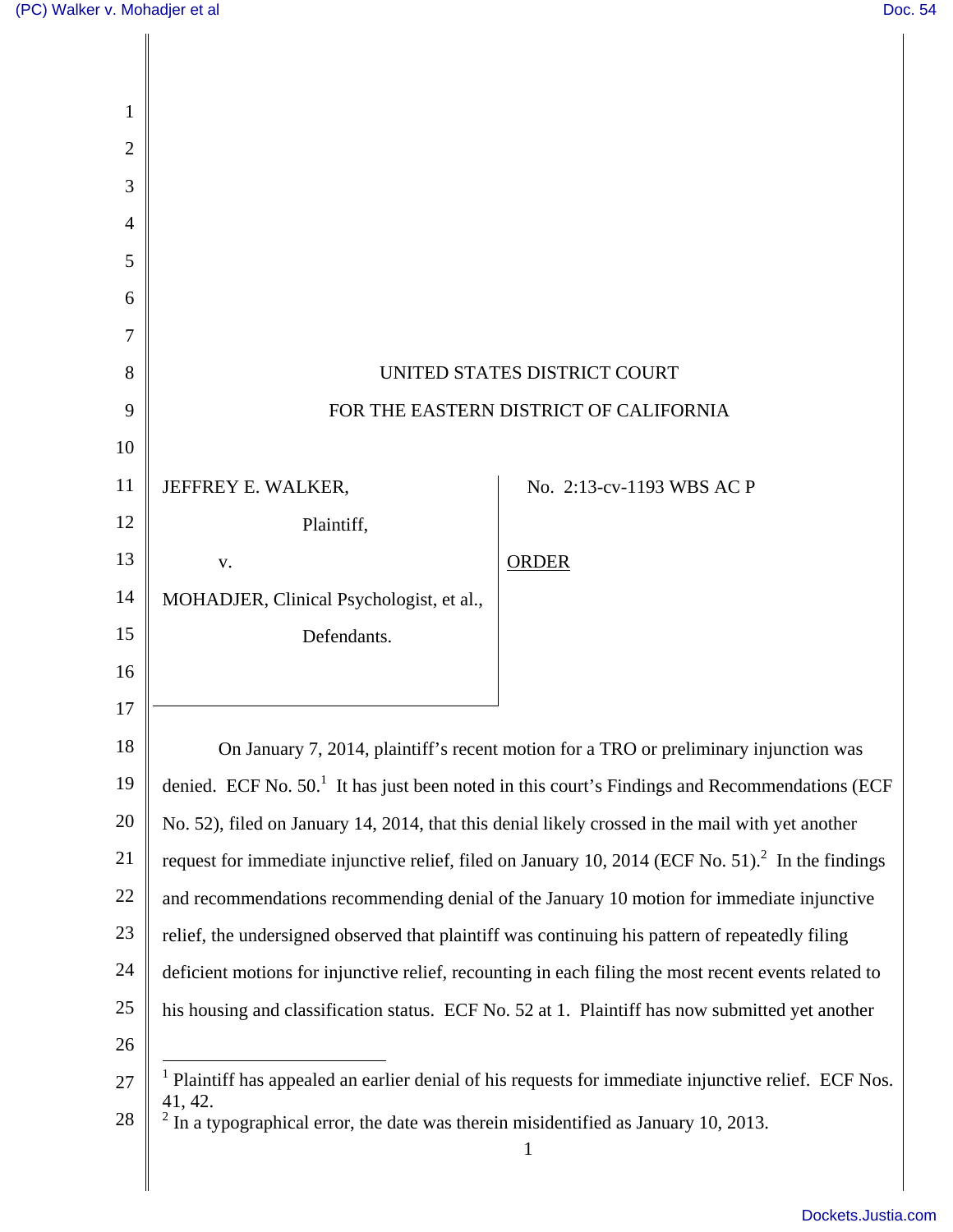UNITED STATES DISTRICT COURT

FOR THE EASTERN DISTRICT OF CALIFORNIA

JEFFREY E. WALKER,

Plaintiff,

v.

MOHADJER, Clinical Psychologist, et al.,

Defendants.

No. 2:13-cv-1193 WBS AC P

ORDER

On January 7, 2014, plaintiff's recent motion for a TRO or preliminary injunction was denied. ECF No. 50.[1] It has just been noted in this court's Findings and Recommendations (ECF No. 52), filed on January 14, 2014, that this denial likely crossed in the mail with yet another request for immediate injunctive relief, filed on January 10, 2014 (ECF No. 51).[2] In the findings and recommendations recommending denial of the January 10 motion for immediate injunctive relief, the undersigned observed that plaintiff was continuing his pattern of repeatedly filing deficient motions for injunctive relief, recounting in each filing the most recent events related to his housing and classification status. ECF No. 52 at 1. Plaintiff has now submitted yet another

---

[1] Plaintiff has appealed an earlier denial of his requests for immediate injunctive relief. ECF Nos. 41, 42.

[2] In a typographical error, the date was therein misidentified as January 10, 2013.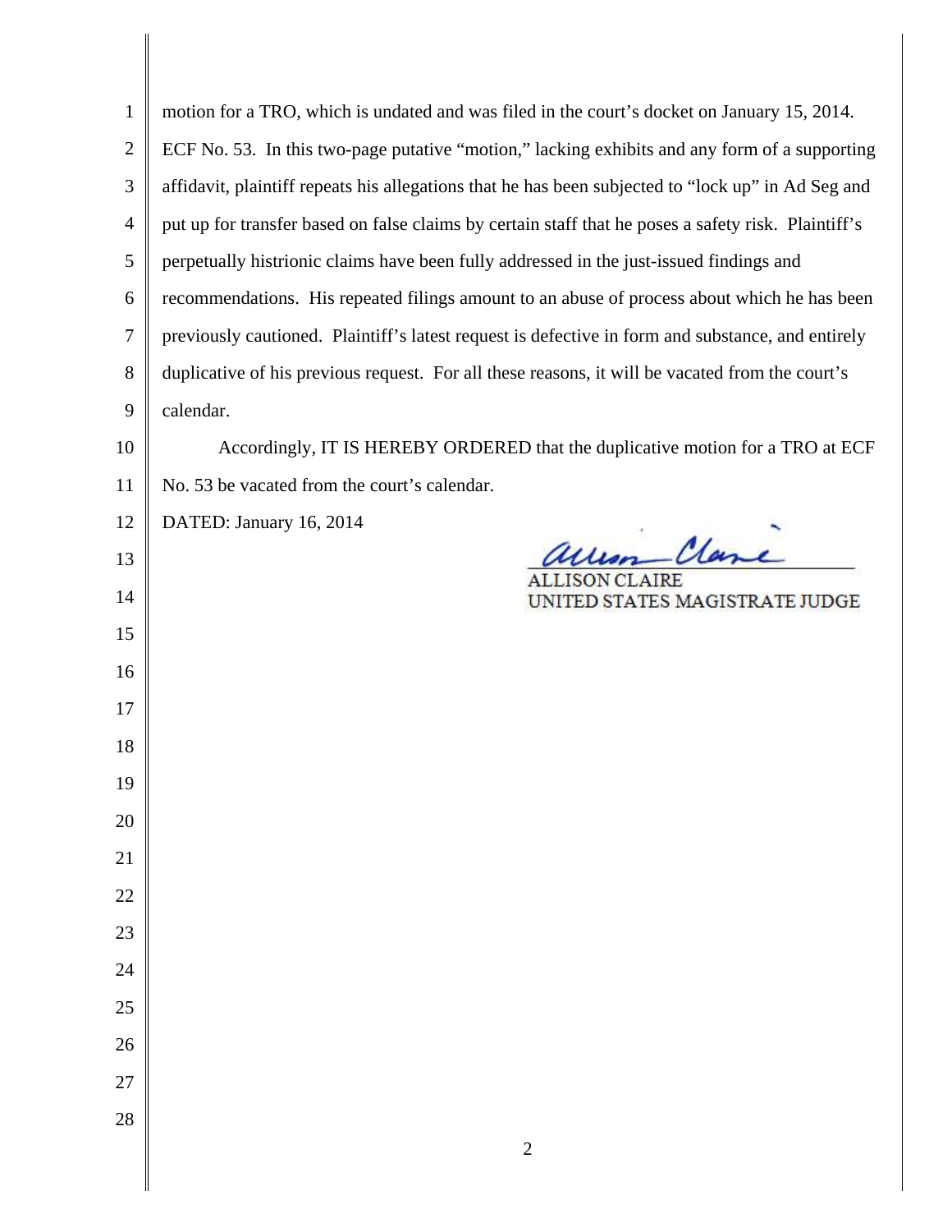motion for a TRO, which is undated and was filed in the court's docket on January 15, 2014. ECF No. 53. In this two-page putative "motion," lacking exhibits and any form of a supporting affidavit, plaintiff repeats his allegations that he has been subjected to "lock up" in Ad Seg and put up for transfer based on false claims by certain staff that he poses a safety risk. Plaintiff's perpetually histrionic claims have been fully addressed in the just-issued findings and recommendations. His repeated filings amount to an abuse of process about which he has been previously cautioned. Plaintiff's latest request is defective in form and substance, and entirely duplicative of his previous request. For all these reasons, it will be vacated from the court's calendar.

Accordingly, IT IS HEREBY ORDERED that the duplicative motion for a TRO at ECF No. 53 be vacated from the court's calendar.

DATED: January 16, 2014

ALLISON CLAIRE
UNITED STATES MAGISTRATE JUDGE